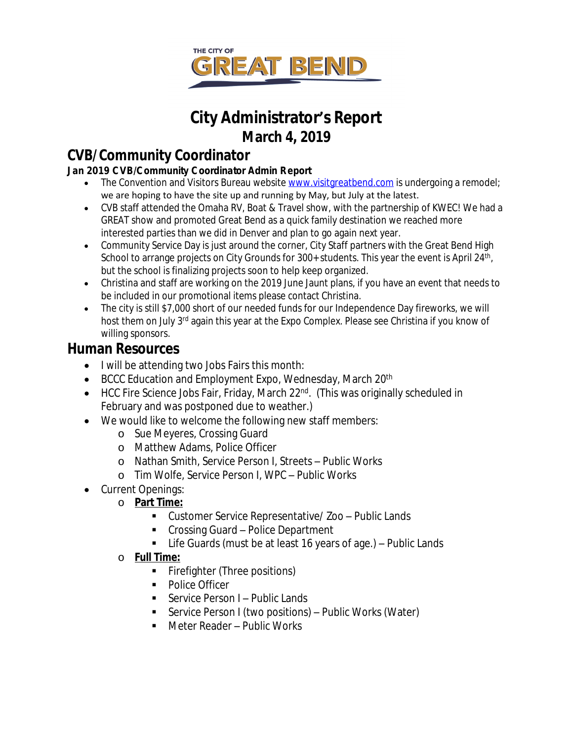THE CITY OF GREAT BEND

# City Administrator's Report
## March 4, 2019

## CVB/Community Coordinator

**Jan 2019 CVB/Community Coordinator Admin Report**

- The Convention and Visitors Bureau website www.visitgreatbend.com is undergoing a remodel; we are hoping to have the site up and running by May, but July at the latest.
- CVB staff attended the Omaha RV, Boat & Travel show, with the partnership of KWEC! We had a GREAT show and promoted Great Bend as a quick family destination we reached more interested parties than we did in Denver and plan to go again next year.
- Community Service Day is just around the corner, City Staff partners with the Great Bend High School to arrange projects on City Grounds for 300+ students. This year the event is April 24th, but the school is finalizing projects soon to help keep organized.
- Christina and staff are working on the 2019 June Jaunt plans, if you have an event that needs to be included in our promotional items please contact Christina.
- The city is still $7,000 short of our needed funds for our Independence Day fireworks, we will host them on July 3rd again this year at the Expo Complex. Please see Christina if you know of willing sponsors.

## Human Resources

- I will be attending two Jobs Fairs this month:
- BCCC Education and Employment Expo, Wednesday, March 20th
- HCC Fire Science Jobs Fair, Friday, March 22nd. (This was originally scheduled in February and was postponed due to weather.)
- We would like to welcome the following new staff members:
  - Sue Meyeres, Crossing Guard
  - Matthew Adams, Police Officer
  - Nathan Smith, Service Person I, Streets – Public Works
  - Tim Wolfe, Service Person I, WPC – Public Works
- Current Openings:
  - **Part Time:**
    - Customer Service Representative/ Zoo – Public Lands
    - Crossing Guard – Police Department
    - Life Guards (must be at least 16 years of age.) – Public Lands
  - **Full Time:**
    - Firefighter (Three positions)
    - Police Officer
    - Service Person I – Public Lands
    - Service Person I (two positions) – Public Works (Water)
    - Meter Reader – Public Works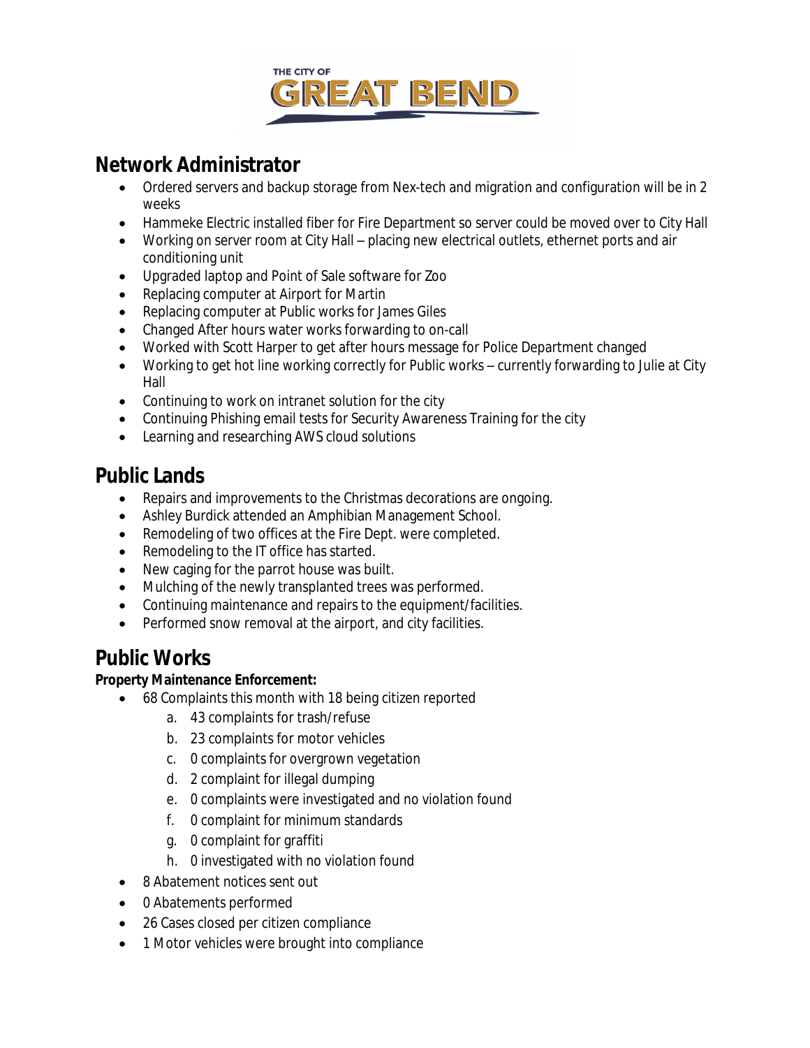## Network Administrator

- Ordered servers and backup storage from Nex-tech and migration and configuration will be in 2 weeks
- Hammeke Electric installed fiber for Fire Department so server could be moved over to City Hall
- Working on server room at City Hall – placing new electrical outlets, ethernet ports and air conditioning unit
- Upgraded laptop and Point of Sale software for Zoo
- Replacing computer at Airport for Martin
- Replacing computer at Public works for James Giles
- Changed After hours water works forwarding to on-call
- Worked with Scott Harper to get after hours message for Police Department changed
- Working to get hot line working correctly for Public works – currently forwarding to Julie at City Hall
- Continuing to work on intranet solution for the city
- Continuing Phishing email tests for Security Awareness Training for the city
- Learning and researching AWS cloud solutions

## Public Lands

- Repairs and improvements to the Christmas decorations are ongoing.
- Ashley Burdick attended an Amphibian Management School.
- Remodeling of two offices at the Fire Dept. were completed.
- Remodeling to the IT office has started.
- New caging for the parrot house was built.
- Mulching of the newly transplanted trees was performed.
- Continuing maintenance and repairs to the equipment/facilities.
- Performed snow removal at the airport, and city facilities.

## Public Works

**Property Maintenance Enforcement:**

- 68 Complaints this month with 18 being citizen reported
    a. 43 complaints for trash/refuse
    b. 23 complaints for motor vehicles
    c. 0 complaints for overgrown vegetation
    d. 2 complaint for illegal dumping
    e. 0 complaints were investigated and no violation found
    f. 0 complaint for minimum standards
    g. 0 complaint for graffiti
    h. 0 investigated with no violation found
- 8 Abatement notices sent out
- 0 Abatements performed
- 26 Cases closed per citizen compliance
- 1 Motor vehicles were brought into compliance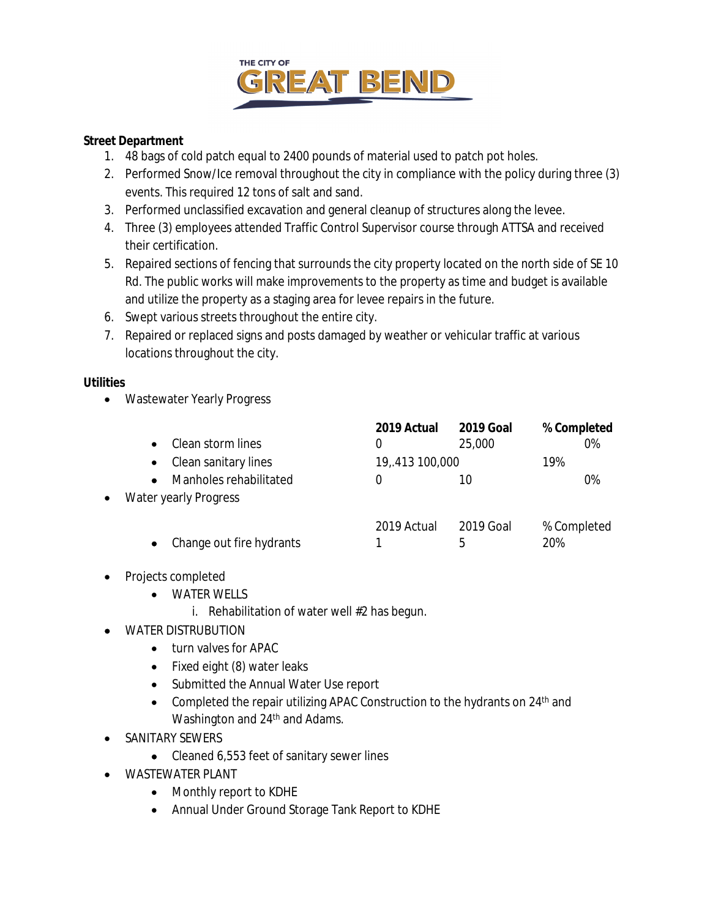THE CITY OF GREAT BEND

**Street Department**

1. 48 bags of cold patch equal to 2400 pounds of material used to patch pot holes.
2. Performed Snow/Ice removal throughout the city in compliance with the policy during three (3) events. This required 12 tons of salt and sand.
3. Performed unclassified excavation and general cleanup of structures along the levee.
4. Three (3) employees attended Traffic Control Supervisor course through ATTSA and received their certification.
5. Repaired sections of fencing that surrounds the city property located on the north side of SE 10 Rd. The public works will make improvements to the property as time and budget is available and utilize the property as a staging area for levee repairs in the future.
6. Swept various streets throughout the entire city.
7. Repaired or replaced signs and posts damaged by weather or vehicular traffic at various locations throughout the city.

**Utilities**

- Wastewater Yearly Progress

| | **2019 Actual** | **2019 Goal** | **% Completed** |
|---|---|---|---|
| • Clean storm lines | 0 | 25,000 | 0% |
| • Clean sanitary lines | 19,.413 | 100,000 | 19% |
| • Manholes rehabilitated | 0 | 10 | 0% |

- Water yearly Progress

| | 2019 Actual | 2019 Goal | % Completed |
|---|---|---|---|
| • Change out fire hydrants | 1 | 5 | 20% |

- Projects completed
    - WATER WELLS
        i. Rehabilitation of water well #2 has begun.
- WATER DISTRUBUTION
    - turn valves for APAC
    - Fixed eight (8) water leaks
    - Submitted the Annual Water Use report
    - Completed the repair utilizing APAC Construction to the hydrants on 24th and Washington and 24th and Adams.
- SANITARY SEWERS
    - Cleaned 6,553 feet of sanitary sewer lines
- WASTEWATER PLANT
    - Monthly report to KDHE
    - Annual Under Ground Storage Tank Report to KDHE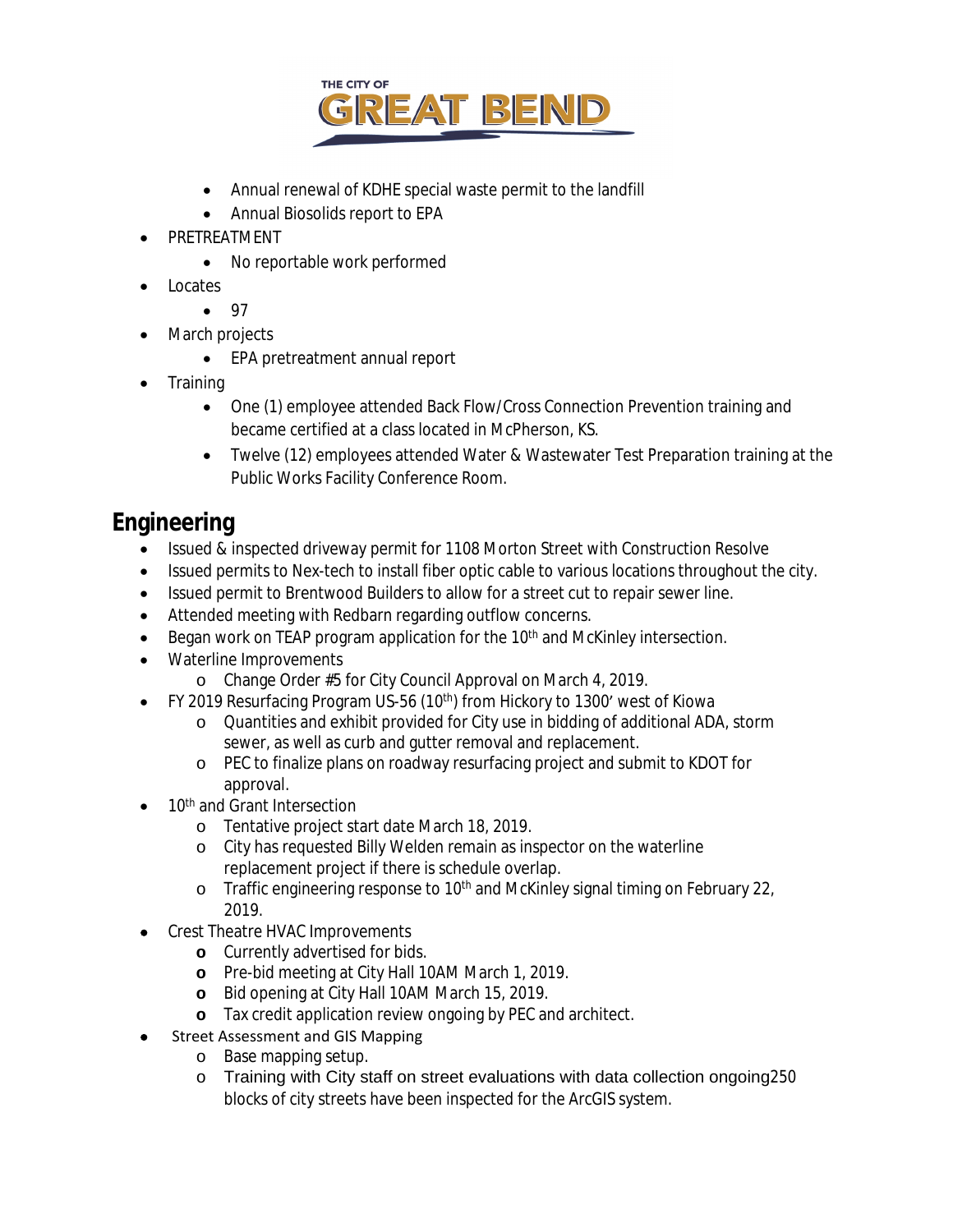- Annual renewal of KDHE special waste permit to the landfill
- Annual Biosolids report to EPA

- PRETREATMENT
  - No reportable work performed
- Locates
  - 97
- March projects
  - EPA pretreatment annual report
- Training
  - One (1) employee attended Back Flow/Cross Connection Prevention training and became certified at a class located in McPherson, KS.
  - Twelve (12) employees attended Water & Wastewater Test Preparation training at the Public Works Facility Conference Room.

## Engineering

- Issued & inspected driveway permit for 1108 Morton Street with Construction Resolve
- Issued permits to Nex-tech to install fiber optic cable to various locations throughout the city.
- Issued permit to Brentwood Builders to allow for a street cut to repair sewer line.
- Attended meeting with Redbarn regarding outflow concerns.
- Began work on TEAP program application for the 10th and McKinley intersection.
- Waterline Improvements
  - Change Order #5 for City Council Approval on March 4, 2019.
- FY 2019 Resurfacing Program US-56 (10th) from Hickory to 1300' west of Kiowa
  - Quantities and exhibit provided for City use in bidding of additional ADA, storm sewer, as well as curb and gutter removal and replacement.
  - PEC to finalize plans on roadway resurfacing project and submit to KDOT for approval.
- 10th and Grant Intersection
  - Tentative project start date March 18, 2019.
  - City has requested Billy Welden remain as inspector on the waterline replacement project if there is schedule overlap.
  - Traffic engineering response to 10th and McKinley signal timing on February 22, 2019.
- Crest Theatre HVAC Improvements
  - Currently advertised for bids.
  - Pre-bid meeting at City Hall 10AM March 1, 2019.
  - Bid opening at City Hall 10AM March 15, 2019.
  - Tax credit application review ongoing by PEC and architect.
- Street Assessment and GIS Mapping
  - Base mapping setup.
  - Training with City staff on street evaluations with data collection ongoing250 blocks of city streets have been inspected for the ArcGIS system.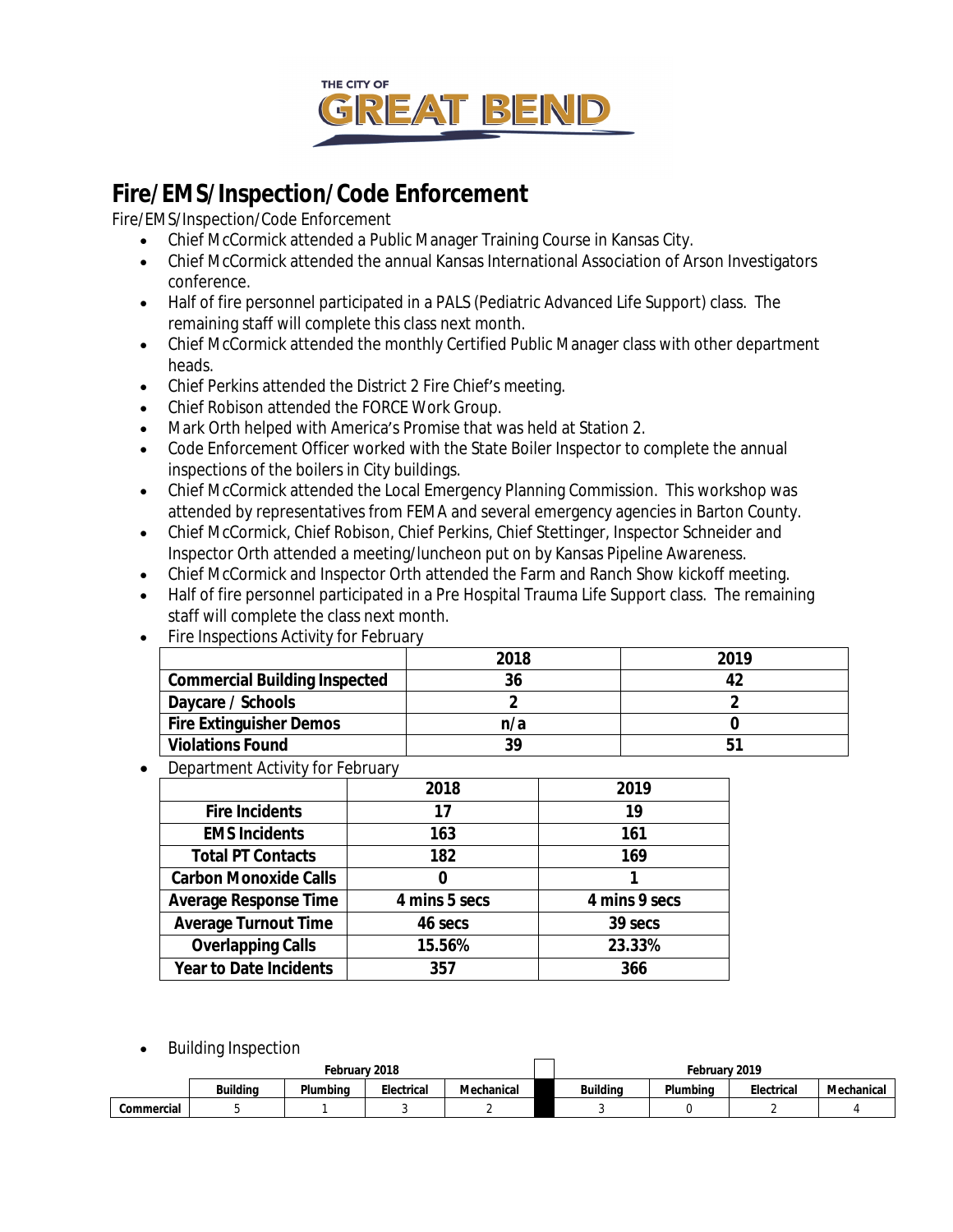THE CITY OF GREAT BEND

# Fire/EMS/Inspection/Code Enforcement

Fire/EMS/Inspection/Code Enforcement

- Chief McCormick attended a Public Manager Training Course in Kansas City.
- Chief McCormick attended the annual Kansas International Association of Arson Investigators conference.
- Half of fire personnel participated in a PALS (Pediatric Advanced Life Support) class. The remaining staff will complete this class next month.
- Chief McCormick attended the monthly Certified Public Manager class with other department heads.
- Chief Perkins attended the District 2 Fire Chief's meeting.
- Chief Robison attended the FORCE Work Group.
- Mark Orth helped with America's Promise that was held at Station 2.
- Code Enforcement Officer worked with the State Boiler Inspector to complete the annual inspections of the boilers in City buildings.
- Chief McCormick attended the Local Emergency Planning Commission. This workshop was attended by representatives from FEMA and several emergency agencies in Barton County.
- Chief McCormick, Chief Robison, Chief Perkins, Chief Stettinger, Inspector Schneider and Inspector Orth attended a meeting/luncheon put on by Kansas Pipeline Awareness.
- Chief McCormick and Inspector Orth attended the Farm and Ranch Show kickoff meeting.
- Half of fire personnel participated in a Pre Hospital Trauma Life Support class. The remaining staff will complete the class next month.
- Fire Inspections Activity for February

| | 2018 | 2019 |
|---|---|---|
| **Commercial Building Inspected** | 36 | 42 |
| **Daycare / Schools** | 2 | 2 |
| **Fire Extinguisher Demos** | n/a | 0 |
| **Violations Found** | 39 | 51 |

- Department Activity for February

| | 2018 | 2019 |
|---|---|---|
| **Fire Incidents** | 17 | 19 |
| **EMS Incidents** | 163 | 161 |
| **Total PT Contacts** | 182 | 169 |
| **Carbon Monoxide Calls** | 0 | 1 |
| **Average Response Time** | 4 mins 5 secs | 4 mins 9 secs |
| **Average Turnout Time** | 46 secs | 39 secs |
| **Overlapping Calls** | 15.56% | 23.33% |
| **Year to Date Incidents** | 357 | 366 |

- Building Inspection

| | February 2018 | | | | | February 2019 | | | |
|---|---|---|---|---|---|---|---|---|---|
| | **Building** | **Plumbing** | **Electrical** | **Mechanical** | | **Building** | **Plumbing** | **Electrical** | **Mechanical** |
| **Commercial** | 5 | 1 | 3 | 2 | | 3 | 0 | 2 | 4 |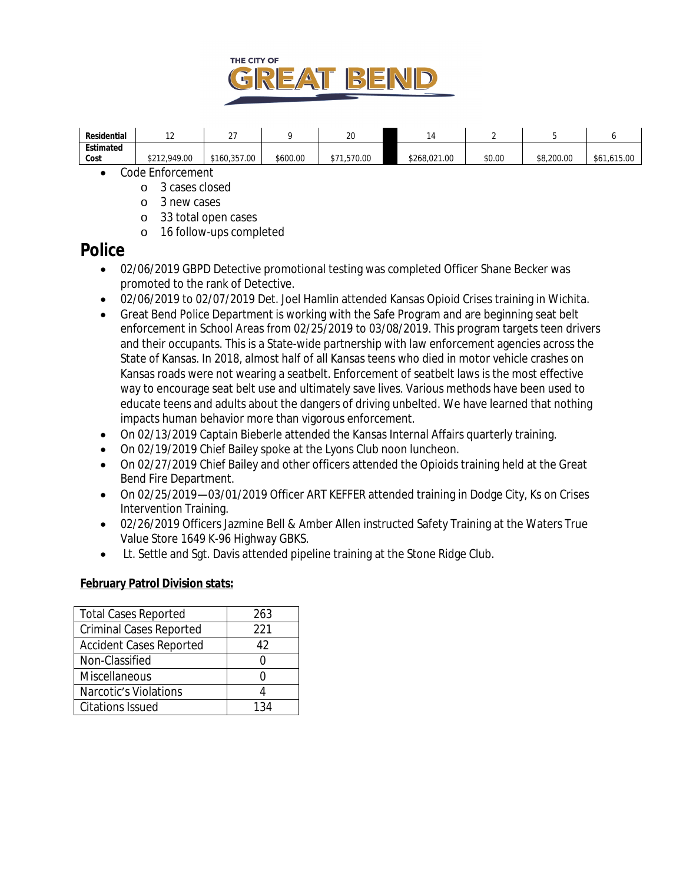THE CITY OF GREAT BEND

| | | | | | | | | | |
|---|---|---|---|---|---|---|---|---|---|
| **Residential** | 12 | 27 | 9 | 20 | | 14 | 2 | 5 | 6 |
| **Estimated Cost** | $212,949.00 | $160,357.00 | $600.00 | $71,570.00 | | $268,021.00 | $0.00 | $8,200.00 | $61,615.00 |

- Code Enforcement
  - 3 cases closed
  - 3 new cases
  - 33 total open cases
  - 16 follow-ups completed

## Police

- 02/06/2019 GBPD Detective promotional testing was completed Officer Shane Becker was promoted to the rank of Detective.
- 02/06/2019 to 02/07/2019 Det. Joel Hamlin attended Kansas Opioid Crises training in Wichita.
- Great Bend Police Department is working with the Safe Program and are beginning seat belt enforcement in School Areas from 02/25/2019 to 03/08/2019. This program targets teen drivers and their occupants. This is a State-wide partnership with law enforcement agencies across the State of Kansas. In 2018, almost half of all Kansas teens who died in motor vehicle crashes on Kansas roads were not wearing a seatbelt. Enforcement of seatbelt laws is the most effective way to encourage seat belt use and ultimately save lives. Various methods have been used to educate teens and adults about the dangers of driving unbelted. We have learned that nothing impacts human behavior more than vigorous enforcement.
- On 02/13/2019 Captain Bieberle attended the Kansas Internal Affairs quarterly training.
- On 02/19/2019 Chief Bailey spoke at the Lyons Club noon luncheon.
- On 02/27/2019 Chief Bailey and other officers attended the Opioids training held at the Great Bend Fire Department.
- On 02/25/2019—03/01/2019 Officer ART KEFFER attended training in Dodge City, Ks on Crises Intervention Training.
- 02/26/2019 Officers Jazmine Bell & Amber Allen instructed Safety Training at the Waters True Value Store 1649 K-96 Highway GBKS.
- Lt. Settle and Sgt. Davis attended pipeline training at the Stone Ridge Club.

**February Patrol Division stats:**

| | |
|---|---|
| Total Cases Reported | 263 |
| Criminal Cases Reported | 221 |
| Accident Cases Reported | 42 |
| Non-Classified | 0 |
| Miscellaneous | 0 |
| Narcotic's Violations | 4 |
| Citations Issued | 134 |